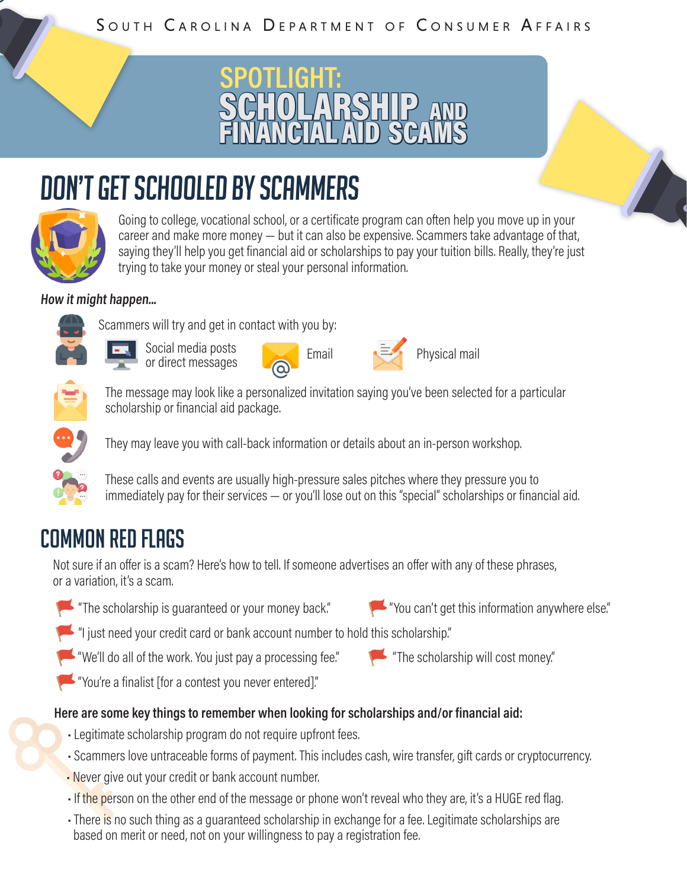SOUTH CAROLINA DEPARTMENT OF CONSUMER AFFAIRS

# SPOTLIGHT: SCHOLARSHIP AND FINANCIAL AID SCAMS

## DON'T GET SCHOOLED BY SCAMMERS

Going to college, vocational school, or a certificate program can often help you move up in your career and make more money — but it can also be expensive. Scammers take advantage of that, saying they'll help you get financial aid or scholarships to pay your tuition bills. Really, they're just trying to take your money or steal your personal information.

***How it might happen...***

Scammers will try and get in contact with you by:

- Social media posts or direct messages
- Email
- Physical mail

The message may look like a personalized invitation saying you've been selected for a particular scholarship or financial aid package.

They may leave you with call-back information or details about an in-person workshop.

These calls and events are usually high-pressure sales pitches where they pressure you to immediately pay for their services — or you'll lose out on this "special" scholarships or financial aid.

## COMMON RED FLAGS

Not sure if an offer is a scam? Here's how to tell. If someone advertises an offer with any of these phrases, or a variation, it's a scam.

- "The scholarship is guaranteed or your money back."
- "You can't get this information anywhere else."
- "I just need your credit card or bank account number to hold this scholarship."
- "We'll do all of the work. You just pay a processing fee."
- "The scholarship will cost money."
- "You're a finalist [for a contest you never entered]."

**Here are some key things to remember when looking for scholarships and/or financial aid:**

- Legitimate scholarship program do not require upfront fees.
- Scammers love untraceable forms of payment. This includes cash, wire transfer, gift cards or cryptocurrency.
- Never give out your credit or bank account number.
- If the person on the other end of the message or phone won't reveal who they are, it's a HUGE red flag.
- There is no such thing as a guaranteed scholarship in exchange for a fee. Legitimate scholarships are based on merit or need, not on your willingness to pay a registration fee.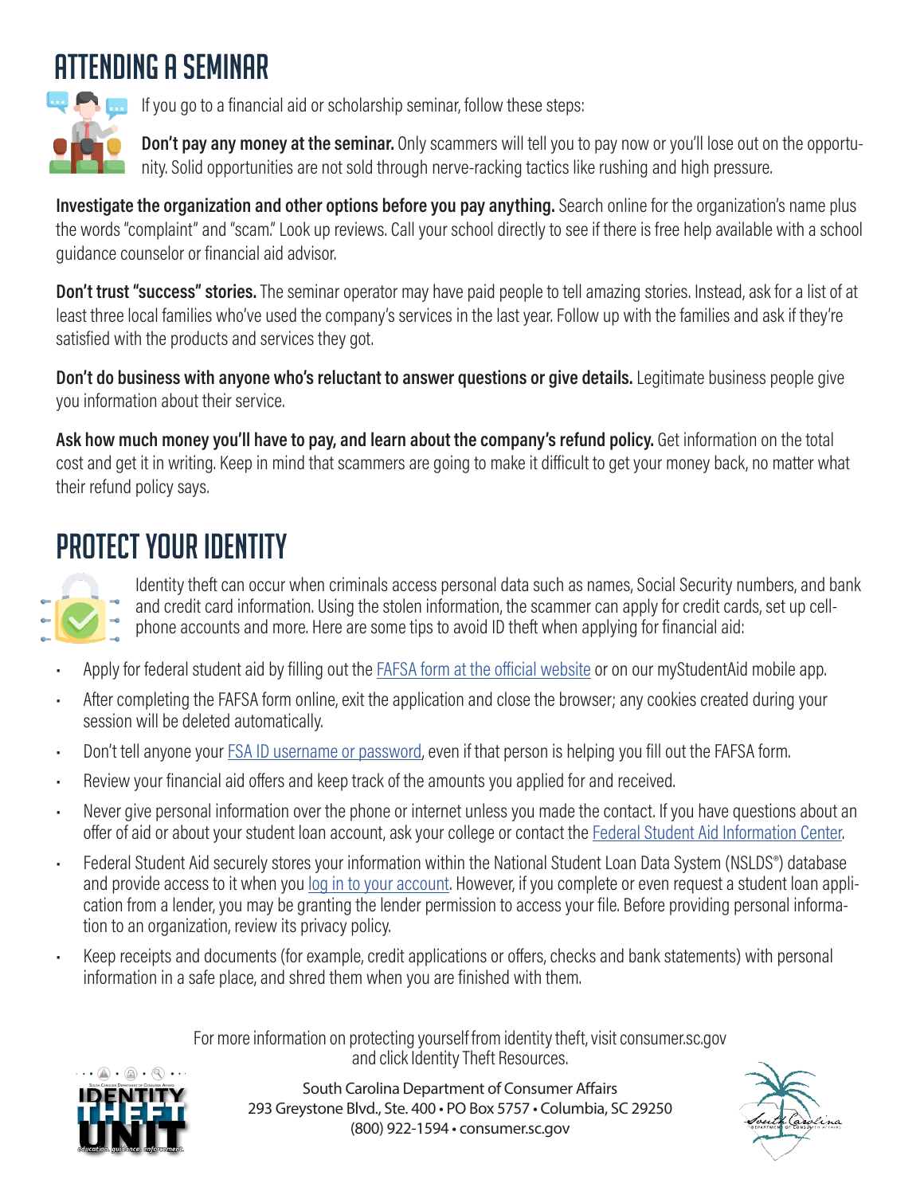# Attending a Seminar

If you go to a financial aid or scholarship seminar, follow these steps:

**Don't pay any money at the seminar.** Only scammers will tell you to pay now or you'll lose out on the opportunity. Solid opportunities are not sold through nerve-racking tactics like rushing and high pressure.

**Investigate the organization and other options before you pay anything.** Search online for the organization's name plus the words "complaint" and "scam." Look up reviews. Call your school directly to see if there is free help available with a school guidance counselor or financial aid advisor.

**Don't trust "success" stories.** The seminar operator may have paid people to tell amazing stories. Instead, ask for a list of at least three local families who've used the company's services in the last year. Follow up with the families and ask if they're satisfied with the products and services they got.

**Don't do business with anyone who's reluctant to answer questions or give details.** Legitimate business people give you information about their service.

**Ask how much money you'll have to pay, and learn about the company's refund policy.** Get information on the total cost and get it in writing. Keep in mind that scammers are going to make it difficult to get your money back, no matter what their refund policy says.

# Protect Your Identity

Identity theft can occur when criminals access personal data such as names, Social Security numbers, and bank and credit card information. Using the stolen information, the scammer can apply for credit cards, set up cellphone accounts and more. Here are some tips to avoid ID theft when applying for financial aid:

- Apply for federal student aid by filling out the FAFSA form at the official website or on our myStudentAid mobile app.
- After completing the FAFSA form online, exit the application and close the browser; any cookies created during your session will be deleted automatically.
- Don't tell anyone your FSA ID username or password, even if that person is helping you fill out the FAFSA form.
- Review your financial aid offers and keep track of the amounts you applied for and received.
- Never give personal information over the phone or internet unless you made the contact. If you have questions about an offer of aid or about your student loan account, ask your college or contact the Federal Student Aid Information Center.
- Federal Student Aid securely stores your information within the National Student Loan Data System (NSLDS®) database and provide access to it when you log in to your account. However, if you complete or even request a student loan application from a lender, you may be granting the lender permission to access your file. Before providing personal information to an organization, review its privacy policy.
- Keep receipts and documents (for example, credit applications or offers, checks and bank statements) with personal information in a safe place, and shred them when you are finished with them.

For more information on protecting yourself from identity theft, visit consumer.sc.gov and click Identity Theft Resources.

South Carolina Department of Consumer Affairs
293 Greystone Blvd., Ste. 400 • PO Box 5757 • Columbia, SC 29250
(800) 922-1594 • consumer.sc.gov